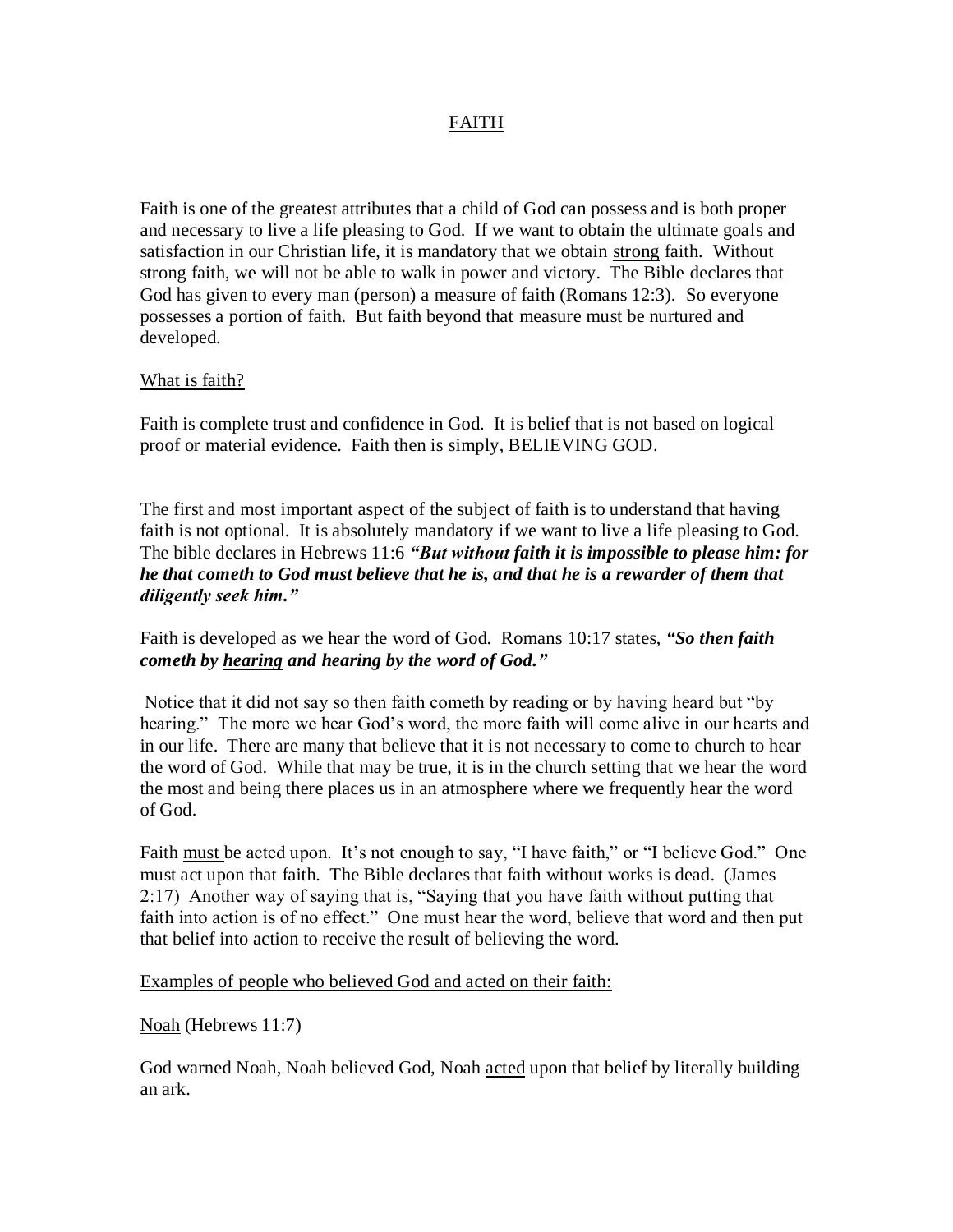# FAITH

Faith is one of the greatest attributes that a child of God can possess and is both proper and necessary to live a life pleasing to God. If we want to obtain the ultimate goals and satisfaction in our Christian life, it is mandatory that we obtain <u>strong</u> faith. Without strong faith, we will not be able to walk in power and victory. The Bible declares that God has given to every man (person) a measure of faith (Romans 12:3). So everyone possesses a portion of faith. But faith beyond that measure must be nurtured and developed.

## What is faith?

Faith is complete trust and confidence in God. It is belief that is not based on logical proof or material evidence. Faith then is simply, BELIEVING GOD.

The first and most important aspect of the subject of faith is to understand that having faith is not optional. It is absolutely mandatory if we want to live a life pleasing to God. The bible declares in Hebrews 11:6 ***"But without faith it is impossible to please him: for he that cometh to God must believe that he is, and that he is a rewarder of them that diligently seek him."***

Faith is developed as we hear the word of God. Romans 10:17 states, ***"So then faith cometh by <u>hearing</u> and hearing by the word of God."***

Notice that it did not say so then faith cometh by reading or by having heard but "by hearing." The more we hear God's word, the more faith will come alive in our hearts and in our life. There are many that believe that it is not necessary to come to church to hear the word of God. While that may be true, it is in the church setting that we hear the word the most and being there places us in an atmosphere where we frequently hear the word of God.

Faith <u>must</u> be acted upon. It's not enough to say, "I have faith," or "I believe God." One must act upon that faith. The Bible declares that faith without works is dead. (James 2:17) Another way of saying that is, "Saying that you have faith without putting that faith into action is of no effect." One must hear the word, believe that word and then put that belief into action to receive the result of believing the word.

## Examples of people who believed God and acted on their faith:

<u>Noah</u> (Hebrews 11:7)

God warned Noah, Noah believed God, Noah <u>acted</u> upon that belief by literally building an ark.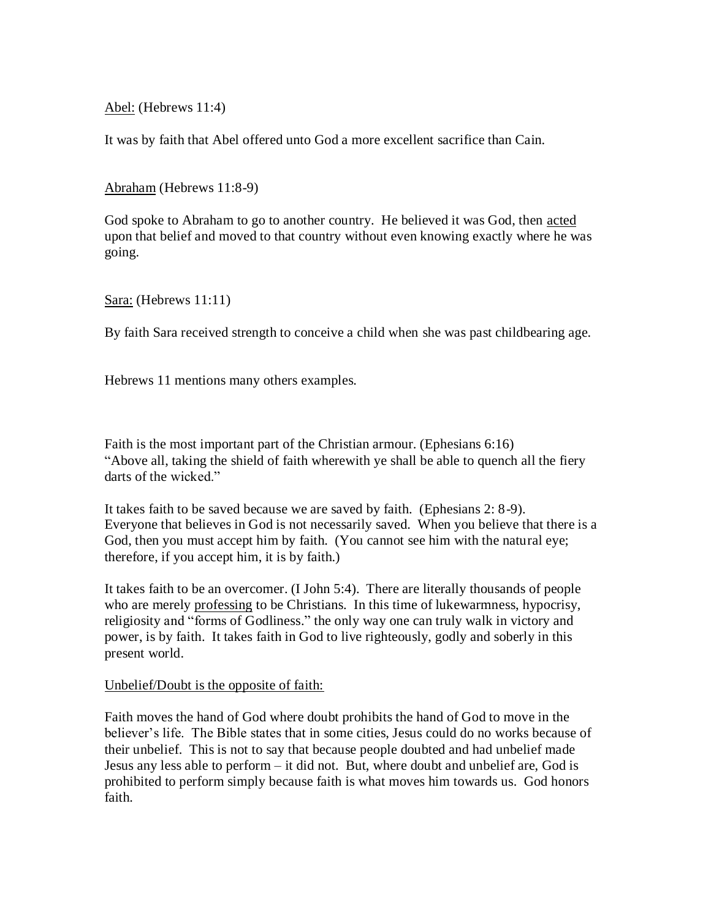<u>Abel:</u> (Hebrews 11:4)

It was by faith that Abel offered unto God a more excellent sacrifice than Cain.

<u>Abraham</u> (Hebrews 11:8-9)

God spoke to Abraham to go to another country. He believed it was God, then <u>acted</u> upon that belief and moved to that country without even knowing exactly where he was going.

<u>Sara:</u> (Hebrews 11:11)

By faith Sara received strength to conceive a child when she was past childbearing age.

Hebrews 11 mentions many others examples.

Faith is the most important part of the Christian armour. (Ephesians 6:16)
"Above all, taking the shield of faith wherewith ye shall be able to quench all the fiery darts of the wicked."

It takes faith to be saved because we are saved by faith. (Ephesians 2: 8-9). Everyone that believes in God is not necessarily saved. When you believe that there is a God, then you must accept him by faith. (You cannot see him with the natural eye; therefore, if you accept him, it is by faith.)

It takes faith to be an overcomer. (I John 5:4). There are literally thousands of people who are merely <u>professing</u> to be Christians. In this time of lukewarmness, hypocrisy, religiosity and "forms of Godliness." the only way one can truly walk in victory and power, is by faith. It takes faith in God to live righteously, godly and soberly in this present world.

<u>Unbelief/Doubt is the opposite of faith:</u>

Faith moves the hand of God where doubt prohibits the hand of God to move in the believer's life. The Bible states that in some cities, Jesus could do no works because of their unbelief. This is not to say that because people doubted and had unbelief made Jesus any less able to perform – it did not. But, where doubt and unbelief are, God is prohibited to perform simply because faith is what moves him towards us. God honors faith.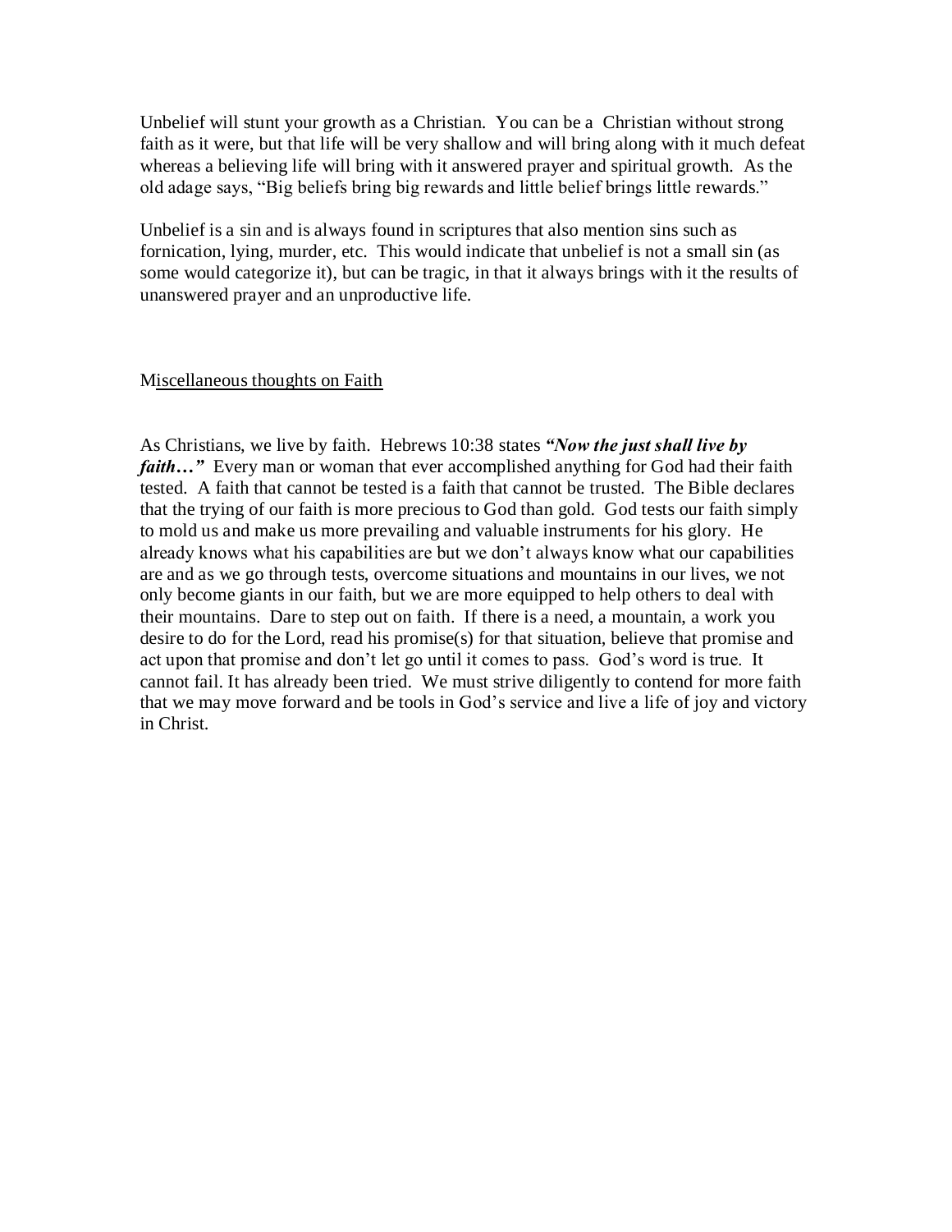Unbelief will stunt your growth as a Christian. You can be a Christian without strong faith as it were, but that life will be very shallow and will bring along with it much defeat whereas a believing life will bring with it answered prayer and spiritual growth. As the old adage says, "Big beliefs bring big rewards and little belief brings little rewards."

Unbelief is a sin and is always found in scriptures that also mention sins such as fornication, lying, murder, etc. This would indicate that unbelief is not a small sin (as some would categorize it), but can be tragic, in that it always brings with it the results of unanswered prayer and an unproductive life.

## Miscellaneous thoughts on Faith

As Christians, we live by faith. Hebrews 10:38 states ***"Now the just shall live by faith…"*** Every man or woman that ever accomplished anything for God had their faith tested. A faith that cannot be tested is a faith that cannot be trusted. The Bible declares that the trying of our faith is more precious to God than gold. God tests our faith simply to mold us and make us more prevailing and valuable instruments for his glory. He already knows what his capabilities are but we don't always know what our capabilities are and as we go through tests, overcome situations and mountains in our lives, we not only become giants in our faith, but we are more equipped to help others to deal with their mountains. Dare to step out on faith. If there is a need, a mountain, a work you desire to do for the Lord, read his promise(s) for that situation, believe that promise and act upon that promise and don't let go until it comes to pass. God's word is true. It cannot fail. It has already been tried. We must strive diligently to contend for more faith that we may move forward and be tools in God's service and live a life of joy and victory in Christ.